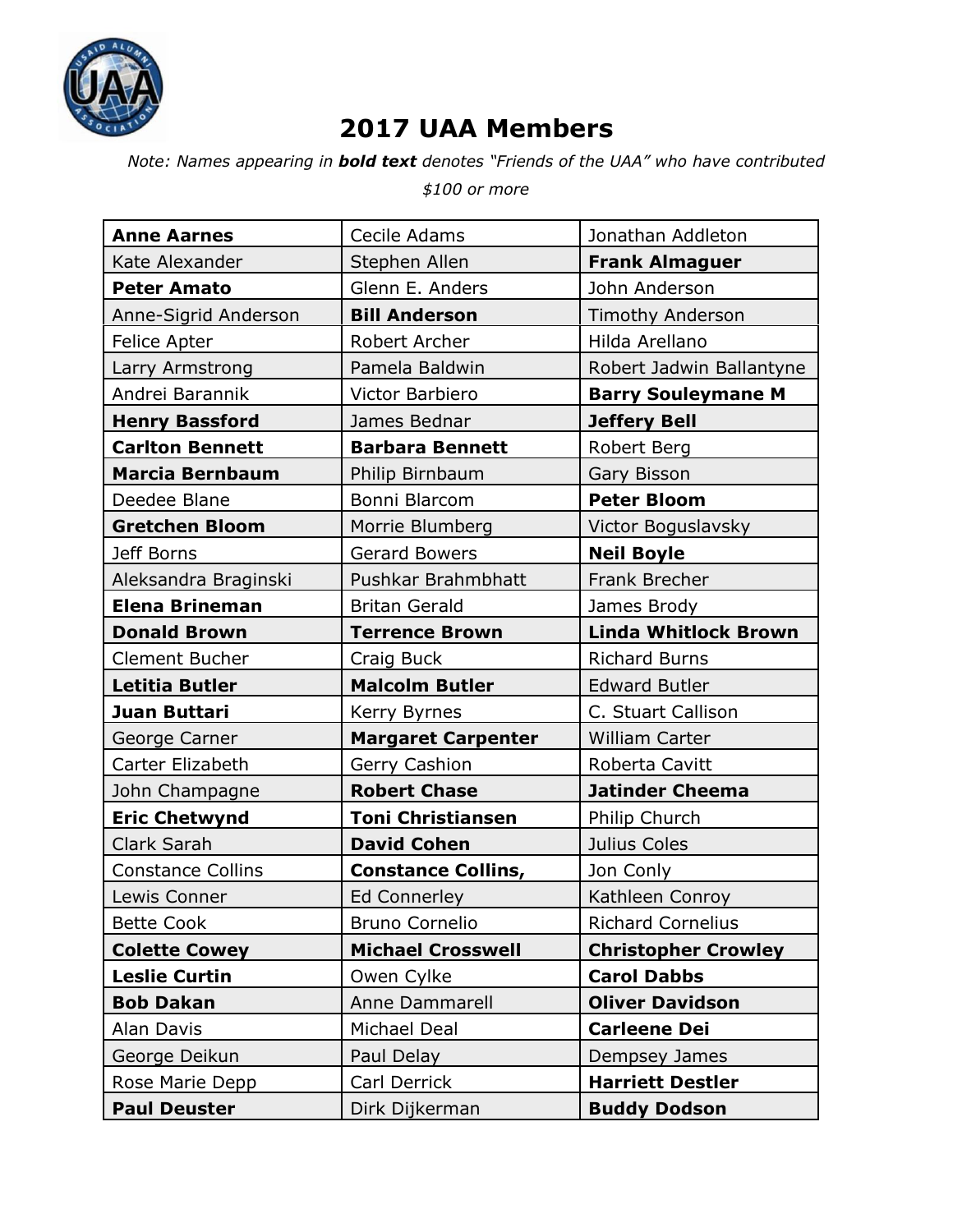# 2017 UAA Members

*Note: Names appearing in **bold text** denotes "Friends of the UAA" who have contributed $100 or more*

| | | |
|---|---|---|
| **Anne Aarnes** | Cecile Adams | Jonathan Addleton |
| Kate Alexander | Stephen Allen | **Frank Almaguer** |
| **Peter Amato** | Glenn E. Anders | John Anderson |
| Anne-Sigrid Anderson | **Bill Anderson** | Timothy Anderson |
| Felice Apter | Robert Archer | Hilda Arellano |
| Larry Armstrong | Pamela Baldwin | Robert Jadwin Ballantyne |
| Andrei Barannik | Victor Barbiero | **Barry Souleymane M** |
| **Henry Bassford** | James Bednar | **Jeffery Bell** |
| **Carlton Bennett** | **Barbara Bennett** | Robert Berg |
| **Marcia Bernbaum** | Philip Birnbaum | Gary Bisson |
| Deedee Blane | Bonni Blarcom | **Peter Bloom** |
| **Gretchen Bloom** | Morrie Blumberg | Victor Boguslavsky |
| Jeff Borns | Gerard Bowers | **Neil Boyle** |
| Aleksandra Braginski | Pushkar Brahmbhatt | Frank Brecher |
| **Elena Brineman** | Britan Gerald | James Brody |
| **Donald Brown** | **Terrence Brown** | **Linda Whitlock Brown** |
| Clement Bucher | Craig Buck | Richard Burns |
| **Letitia Butler** | **Malcolm Butler** | Edward Butler |
| **Juan Buttari** | Kerry Byrnes | C. Stuart Callison |
| George Carner | **Margaret Carpenter** | William Carter |
| Carter Elizabeth | Gerry Cashion | Roberta Cavitt |
| John Champagne | **Robert Chase** | **Jatinder Cheema** |
| **Eric Chetwynd** | **Toni Christiansen** | Philip Church |
| Clark Sarah | **David Cohen** | Julius Coles |
| Constance Collins | **Constance Collins,** | Jon Conly |
| Lewis Conner | Ed Connerley | Kathleen Conroy |
| Bette Cook | Bruno Cornelio | Richard Cornelius |
| **Colette Cowey** | **Michael Crosswell** | **Christopher Crowley** |
| **Leslie Curtin** | Owen Cylke | **Carol Dabbs** |
| **Bob Dakan** | Anne Dammarell | **Oliver Davidson** |
| Alan Davis | Michael Deal | **Carleene Dei** |
| George Deikun | Paul Delay | Dempsey James |
| Rose Marie Depp | Carl Derrick | **Harriett Destler** |
| **Paul Deuster** | Dirk Dijkerman | **Buddy Dodson** |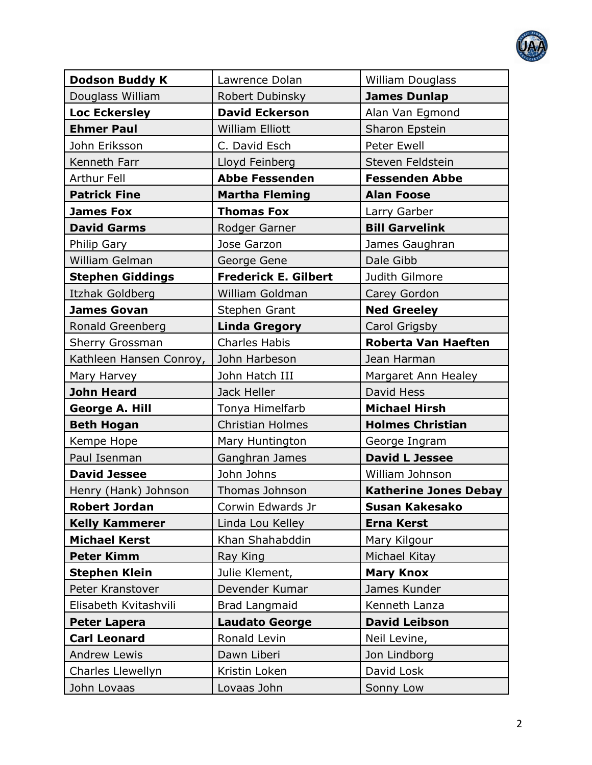| | | |
|---|---|---|
| **Dodson Buddy K** | Lawrence Dolan | William Douglass |
| Douglass William | Robert Dubinsky | **James Dunlap** |
| **Loc Eckersley** | **David Eckerson** | Alan Van Egmond |
| **Ehmer Paul** | William Elliott | Sharon Epstein |
| John Eriksson | C. David Esch | Peter Ewell |
| Kenneth Farr | Lloyd Feinberg | Steven Feldstein |
| Arthur Fell | **Abbe Fessenden** | **Fessenden Abbe** |
| **Patrick Fine** | **Martha Fleming** | **Alan Foose** |
| **James Fox** | **Thomas Fox** | Larry Garber |
| **David Garms** | Rodger Garner | **Bill Garvelink** |
| Philip Gary | Jose Garzon | James Gaughran |
| William Gelman | George Gene | Dale Gibb |
| **Stephen Giddings** | **Frederick E. Gilbert** | Judith Gilmore |
| Itzhak Goldberg | William Goldman | Carey Gordon |
| **James Govan** | Stephen Grant | **Ned Greeley** |
| Ronald Greenberg | **Linda Gregory** | Carol Grigsby |
| Sherry Grossman | Charles Habis | **Roberta Van Haeften** |
| Kathleen Hansen Conroy, | John Harbeson | Jean Harman |
| Mary Harvey | John Hatch III | Margaret Ann Healey |
| **John Heard** | Jack Heller | David Hess |
| **George A. Hill** | Tonya Himelfarb | **Michael Hirsh** |
| **Beth Hogan** | Christian Holmes | **Holmes Christian** |
| Kempe Hope | Mary Huntington | George Ingram |
| Paul Isenman | Ganghran James | **David L Jessee** |
| **David Jessee** | John Johns | William Johnson |
| Henry (Hank) Johnson | Thomas Johnson | **Katherine Jones Debay** |
| **Robert Jordan** | Corwin Edwards Jr | **Susan Kakesako** |
| **Kelly Kammerer** | Linda Lou Kelley | **Erna Kerst** |
| **Michael Kerst** | Khan Shahabddin | Mary Kilgour |
| **Peter Kimm** | Ray King | Michael Kitay |
| **Stephen Klein** | Julie Klement, | **Mary Knox** |
| Peter Kranstover | Devender Kumar | James Kunder |
| Elisabeth Kvitashvili | Brad Langmaid | Kenneth Lanza |
| **Peter Lapera** | **Laudato George** | **David Leibson** |
| **Carl Leonard** | Ronald Levin | Neil Levine, |
| Andrew Lewis | Dawn Liberi | Jon Lindborg |
| Charles Llewellyn | Kristin Loken | David Losk |
| John Lovaas | Lovaas John | Sonny Low |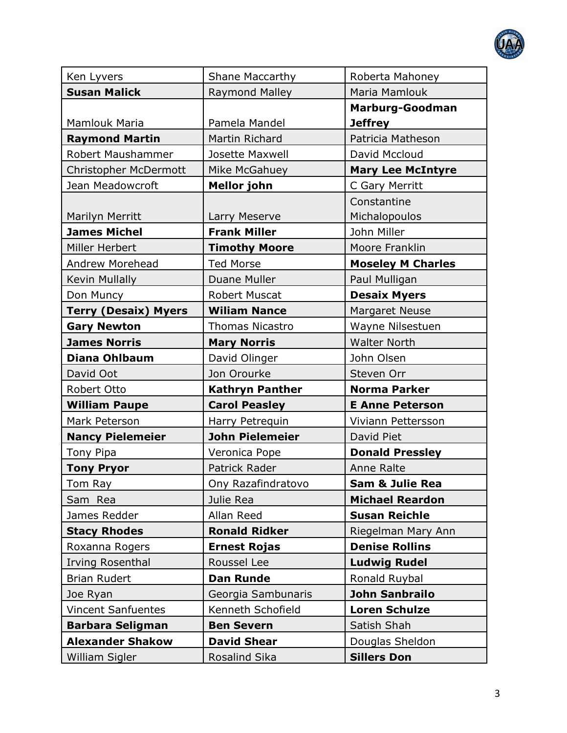| Ken Lyvers | Shane Maccarthy | Roberta Mahoney |
|---|---|---|
| **Susan Malick** | Raymond Malley | Maria Mamlouk |
| Mamlouk Maria | Pamela Mandel | **Marburg-Goodman Jeffrey** |
| **Raymond Martin** | Martin Richard | Patricia Matheson |
| Robert Maushammer | Josette Maxwell | David Mccloud |
| Christopher McDermott | Mike McGahuey | **Mary Lee McIntyre** |
| Jean Meadowcroft | **Mellor john** | C Gary Merritt |
| Marilyn Merritt | Larry Meserve | Constantine Michalopoulos |
| **James Michel** | **Frank Miller** | John Miller |
| Miller Herbert | **Timothy Moore** | Moore Franklin |
| Andrew Morehead | Ted Morse | **Moseley M Charles** |
| Kevin Mullally | Duane Muller | Paul Mulligan |
| Don Muncy | Robert Muscat | **Desaix Myers** |
| **Terry (Desaix) Myers** | **Wiliam Nance** | Margaret Neuse |
| **Gary Newton** | Thomas Nicastro | Wayne Nilsestuen |
| **James Norris** | **Mary Norris** | Walter North |
| **Diana Ohlbaum** | David Olinger | John Olsen |
| David Oot | Jon Orourke | Steven Orr |
| Robert Otto | **Kathryn Panther** | **Norma Parker** |
| **William Paupe** | **Carol Peasley** | **E Anne Peterson** |
| Mark Peterson | Harry Petrequin | Viviann Pettersson |
| **Nancy Pielemeier** | **John Pielemeier** | David Piet |
| Tony Pipa | Veronica Pope | **Donald Pressley** |
| **Tony Pryor** | Patrick Rader | Anne Ralte |
| Tom Ray | Ony Razafindratovo | **Sam & Julie Rea** |
| Sam Rea | Julie Rea | **Michael Reardon** |
| James Redder | Allan Reed | **Susan Reichle** |
| **Stacy Rhodes** | **Ronald Ridker** | Riegelman Mary Ann |
| Roxanna Rogers | **Ernest Rojas** | **Denise Rollins** |
| Irving Rosenthal | Roussel Lee | **Ludwig Rudel** |
| Brian Rudert | **Dan Runde** | Ronald Ruybal |
| Joe Ryan | Georgia Sambunaris | **John Sanbrailo** |
| Vincent Sanfuentes | Kenneth Schofield | **Loren Schulze** |
| **Barbara Seligman** | **Ben Severn** | Satish Shah |
| **Alexander Shakow** | **David Shear** | Douglas Sheldon |
| William Sigler | Rosalind Sika | **Sillers Don** |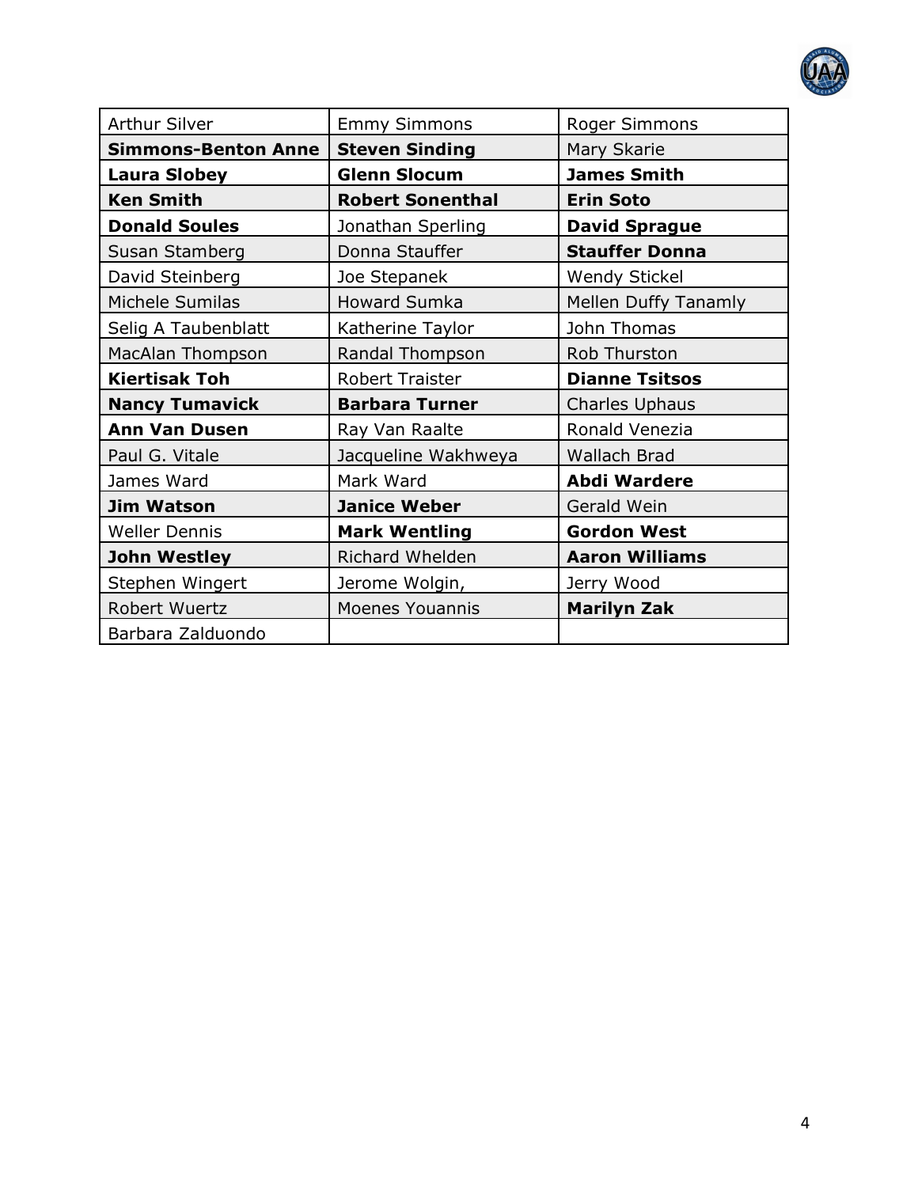| | | |
|---|---|---|
| Arthur Silver | Emmy Simmons | Roger Simmons |
| **Simmons-Benton Anne** | **Steven Sinding** | Mary Skarie |
| **Laura Slobey** | **Glenn Slocum** | **James Smith** |
| **Ken Smith** | **Robert Sonenthal** | **Erin Soto** |
| **Donald Soules** | Jonathan Sperling | **David Sprague** |
| Susan Stamberg | Donna Stauffer | **Stauffer Donna** |
| David Steinberg | Joe Stepanek | Wendy Stickel |
| Michele Sumilas | Howard Sumka | Mellen Duffy Tanamly |
| Selig A Taubenblatt | Katherine Taylor | John Thomas |
| MacAlan Thompson | Randal Thompson | Rob Thurston |
| **Kiertisak Toh** | Robert Traister | **Dianne Tsitsos** |
| **Nancy Tumavick** | **Barbara Turner** | Charles Uphaus |
| **Ann Van Dusen** | Ray Van Raalte | Ronald Venezia |
| Paul G. Vitale | Jacqueline Wakhweya | Wallach Brad |
| James Ward | Mark Ward | **Abdi Wardere** |
| **Jim Watson** | **Janice Weber** | Gerald Wein |
| Weller Dennis | **Mark Wentling** | **Gordon West** |
| **John Westley** | Richard Whelden | **Aaron Williams** |
| Stephen Wingert | Jerome Wolgin, | Jerry Wood |
| Robert Wuertz | Moenes Youannis | **Marilyn Zak** |
| Barbara Zalduondo | | |